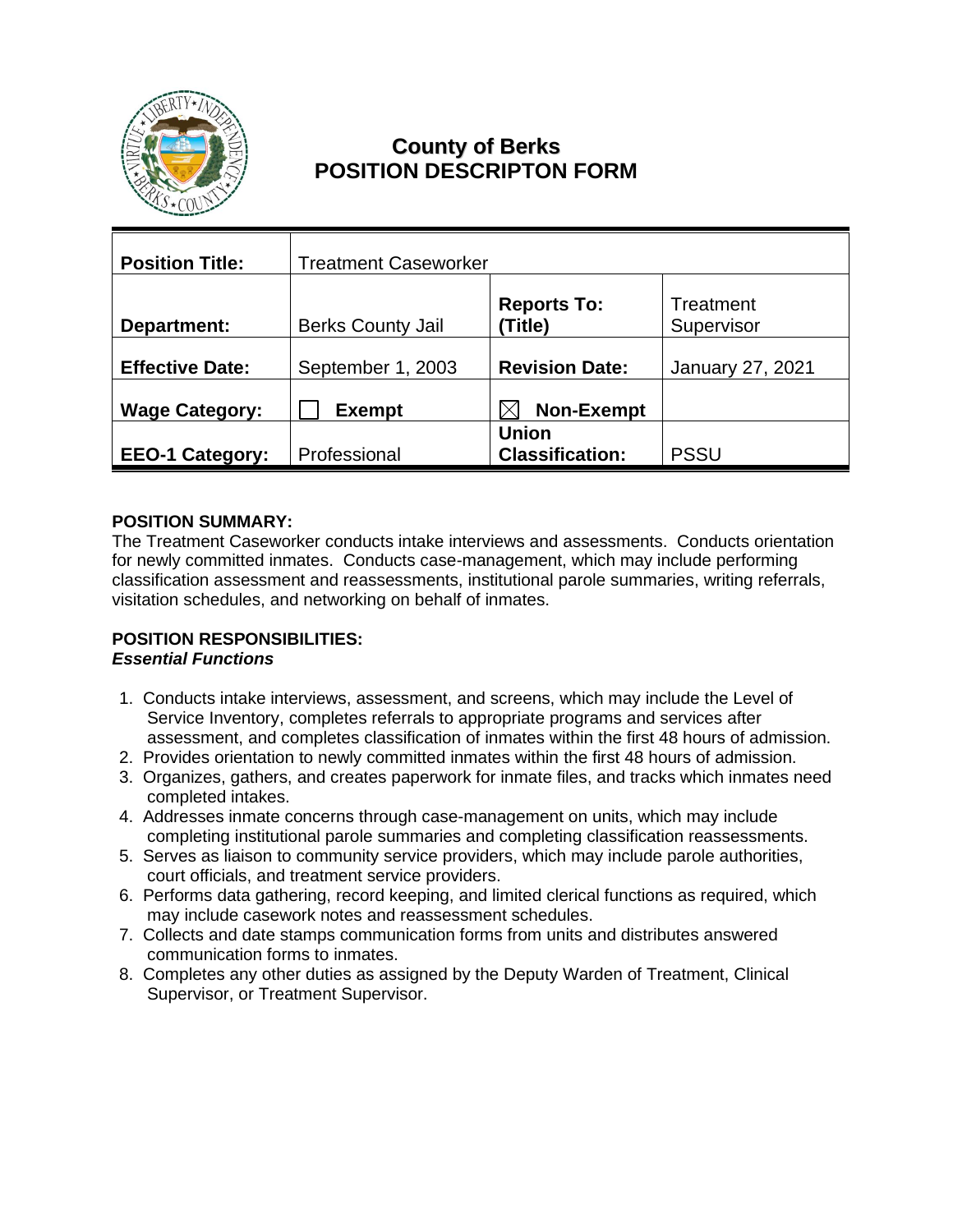# County of Berks
# POSITION DESCRIPTON FORM

| | | | |
|---|---|---|---|
| **Position Title:** | Treatment Caseworker | | |
| **Department:** | Berks County Jail | **Reports To: (Title)** | Treatment Supervisor |
| **Effective Date:** | September 1, 2003 | **Revision Date:** | January 27, 2021 |
| **Wage Category:** | ☐ **Exempt** | ☒ **Non-Exempt** | |
| **EEO-1 Category:** | Professional | **Union Classification:** | PSSU |

**POSITION SUMMARY:**

The Treatment Caseworker conducts intake interviews and assessments. Conducts orientation for newly committed inmates. Conducts case-management, which may include performing classification assessment and reassessments, institutional parole summaries, writing referrals, visitation schedules, and networking on behalf of inmates.

**POSITION RESPONSIBILITIES:**

***Essential Functions***

1. Conducts intake interviews, assessment, and screens, which may include the Level of Service Inventory, completes referrals to appropriate programs and services after assessment, and completes classification of inmates within the first 48 hours of admission.
2. Provides orientation to newly committed inmates within the first 48 hours of admission.
3. Organizes, gathers, and creates paperwork for inmate files, and tracks which inmates need completed intakes.
4. Addresses inmate concerns through case-management on units, which may include completing institutional parole summaries and completing classification reassessments.
5. Serves as liaison to community service providers, which may include parole authorities, court officials, and treatment service providers.
6. Performs data gathering, record keeping, and limited clerical functions as required, which may include casework notes and reassessment schedules.
7. Collects and date stamps communication forms from units and distributes answered communication forms to inmates.
8. Completes any other duties as assigned by the Deputy Warden of Treatment, Clinical Supervisor, or Treatment Supervisor.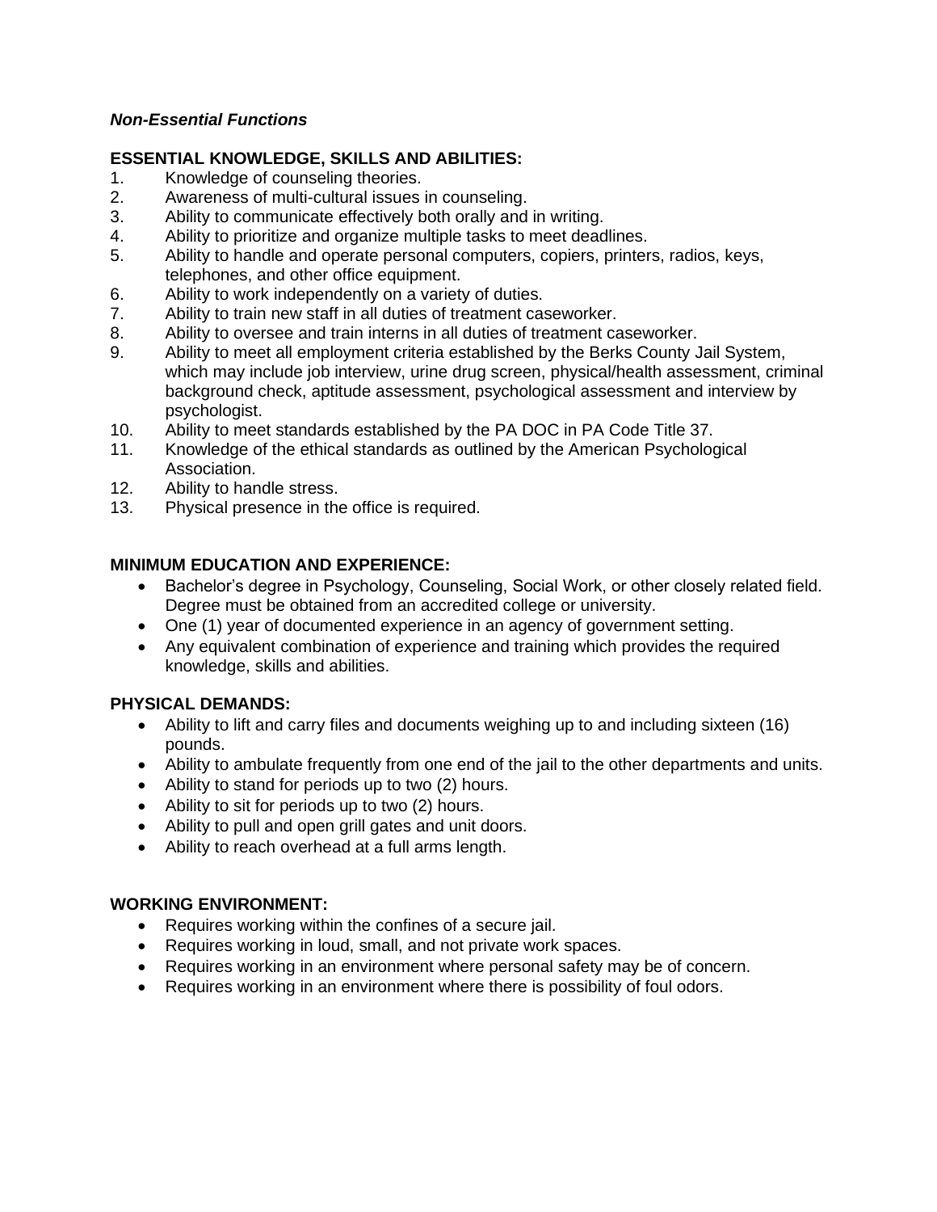***Non-Essential Functions***

**ESSENTIAL KNOWLEDGE, SKILLS AND ABILITIES:**

1. Knowledge of counseling theories.
2. Awareness of multi-cultural issues in counseling.
3. Ability to communicate effectively both orally and in writing.
4. Ability to prioritize and organize multiple tasks to meet deadlines.
5. Ability to handle and operate personal computers, copiers, printers, radios, keys, telephones, and other office equipment.
6. Ability to work independently on a variety of duties.
7. Ability to train new staff in all duties of treatment caseworker.
8. Ability to oversee and train interns in all duties of treatment caseworker.
9. Ability to meet all employment criteria established by the Berks County Jail System, which may include job interview, urine drug screen, physical/health assessment, criminal background check, aptitude assessment, psychological assessment and interview by psychologist.
10. Ability to meet standards established by the PA DOC in PA Code Title 37.
11. Knowledge of the ethical standards as outlined by the American Psychological Association.
12. Ability to handle stress.
13. Physical presence in the office is required.

**MINIMUM EDUCATION AND EXPERIENCE:**

- Bachelor's degree in Psychology, Counseling, Social Work, or other closely related field. Degree must be obtained from an accredited college or university.
- One (1) year of documented experience in an agency of government setting.
- Any equivalent combination of experience and training which provides the required knowledge, skills and abilities.

**PHYSICAL DEMANDS:**

- Ability to lift and carry files and documents weighing up to and including sixteen (16) pounds.
- Ability to ambulate frequently from one end of the jail to the other departments and units.
- Ability to stand for periods up to two (2) hours.
- Ability to sit for periods up to two (2) hours.
- Ability to pull and open grill gates and unit doors.
- Ability to reach overhead at a full arms length.

**WORKING ENVIRONMENT:**

- Requires working within the confines of a secure jail.
- Requires working in loud, small, and not private work spaces.
- Requires working in an environment where personal safety may be of concern.
- Requires working in an environment where there is possibility of foul odors.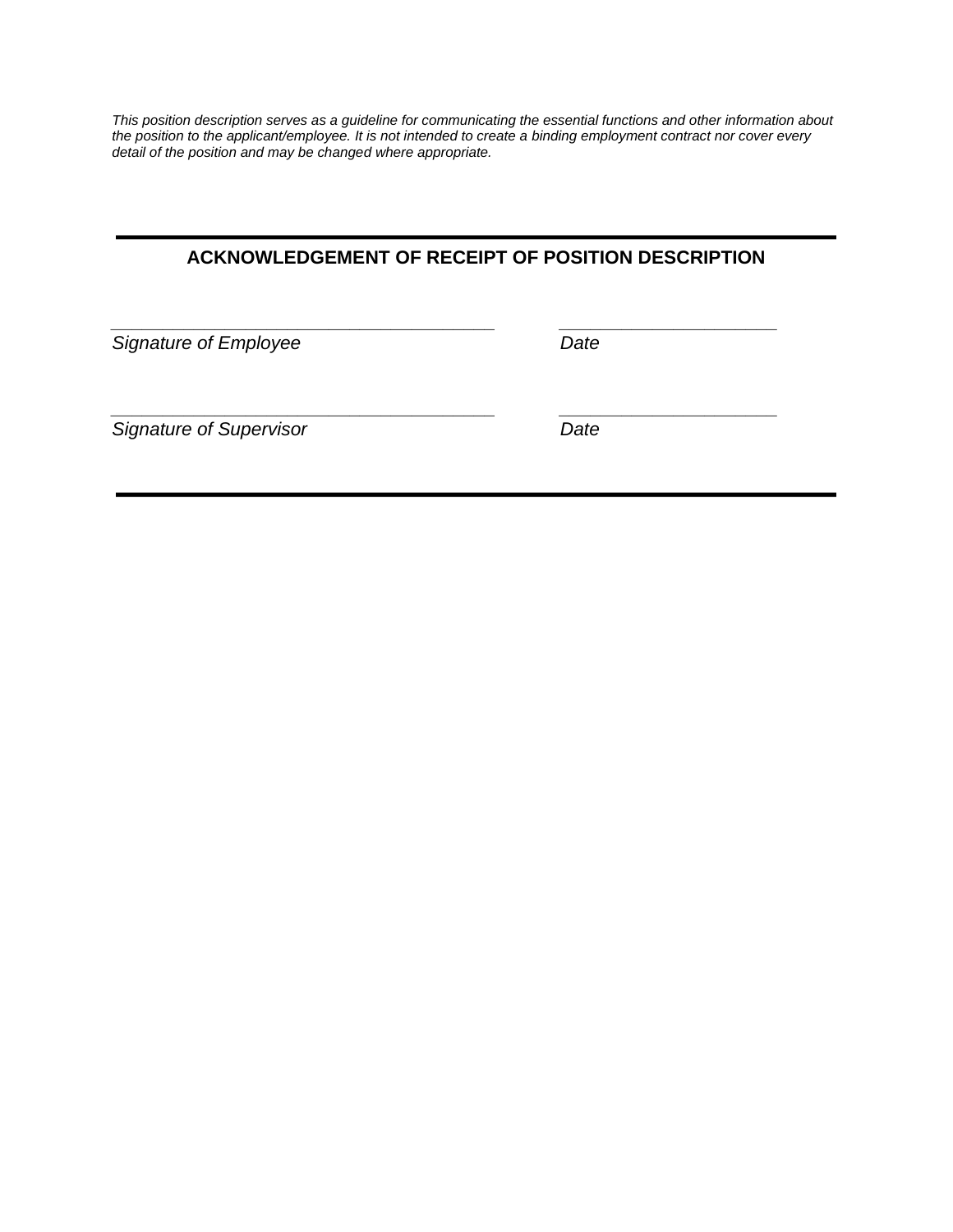*This position description serves as a guideline for communicating the essential functions and other information about the position to the applicant/employee. It is not intended to create a binding employment contract nor cover every detail of the position and may be changed where appropriate.*

---

**ACKNOWLEDGEMENT OF RECEIPT OF POSITION DESCRIPTION**

| | |
|---|---|
| ___________________________________________ | ________________________ |
| *Signature of Employee* | *Date* |
| ___________________________________________ | ________________________ |
| *Signature of Supervisor* | *Date* |

---